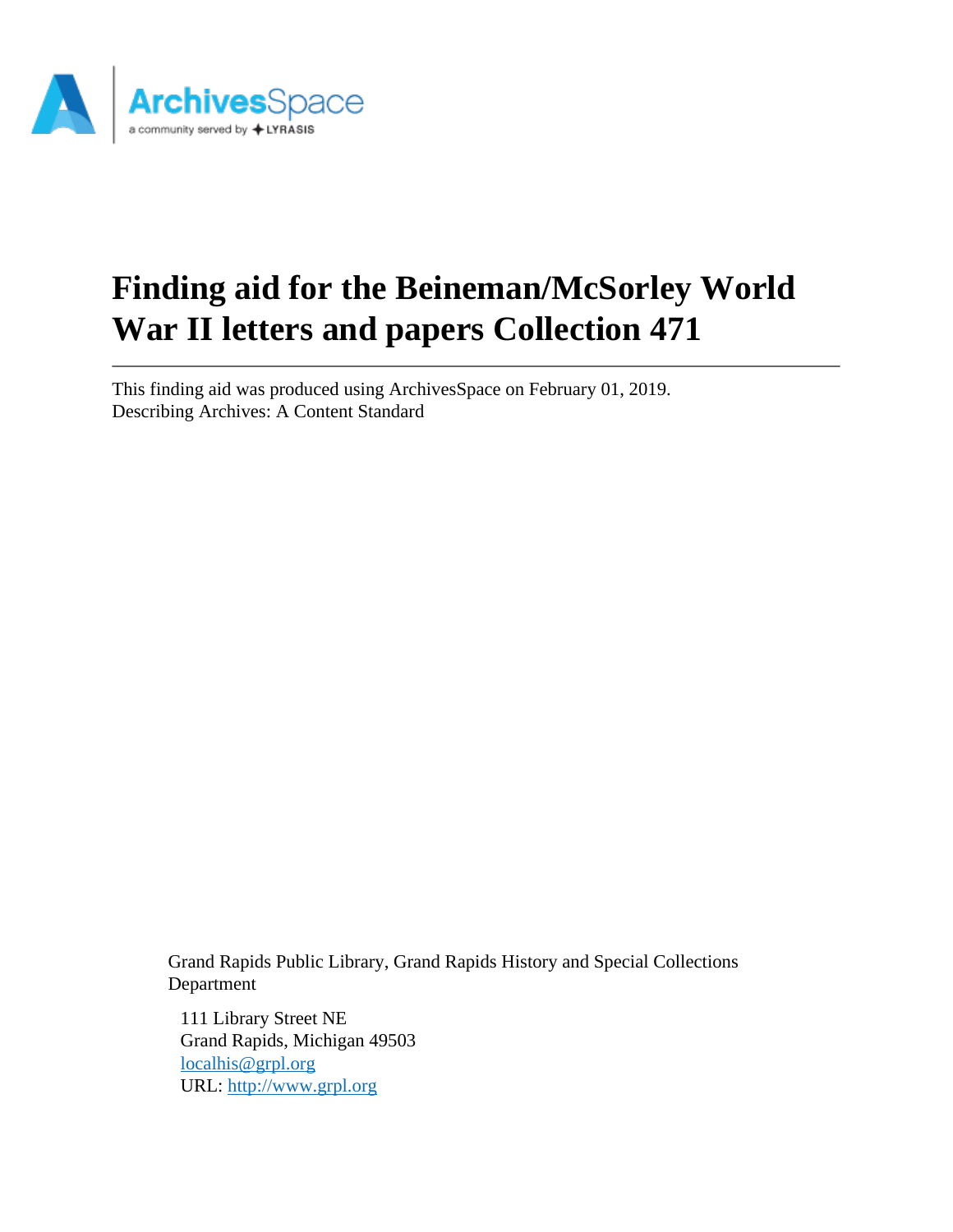# Finding aid for the Beineman/McSorley World War II letters and papers Collection 471

This finding aid was produced using ArchivesSpace on February 01, 2019.
Describing Archives: A Content Standard

Grand Rapids Public Library, Grand Rapids History and Special Collections Department

111 Library Street NE
Grand Rapids, Michigan 49503
localhis@grpl.org
URL: http://www.grpl.org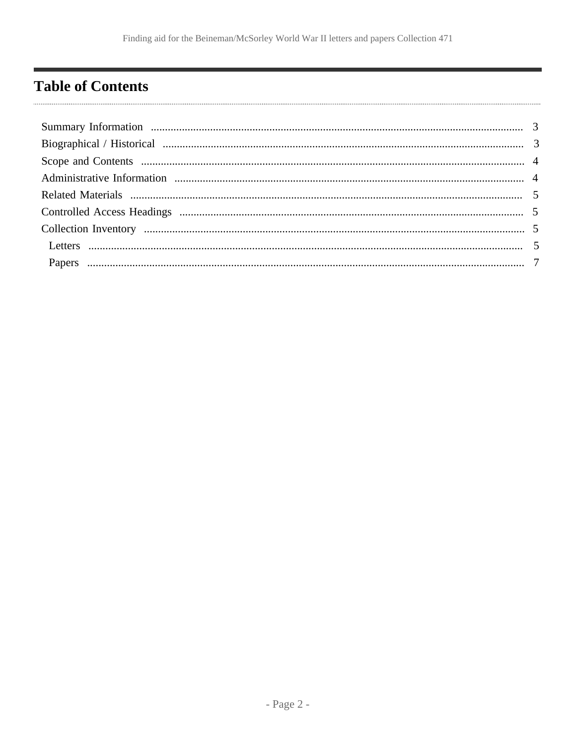## Table of Contents

- Summary Information ........ 3
- Biographical / Historical ........ 3
- Scope and Contents ........ 4
- Administrative Information ........ 4
- Related Materials ........ 5
- Controlled Access Headings ........ 5
- Collection Inventory ........ 5
  - Letters ........ 5
  - Papers ........ 7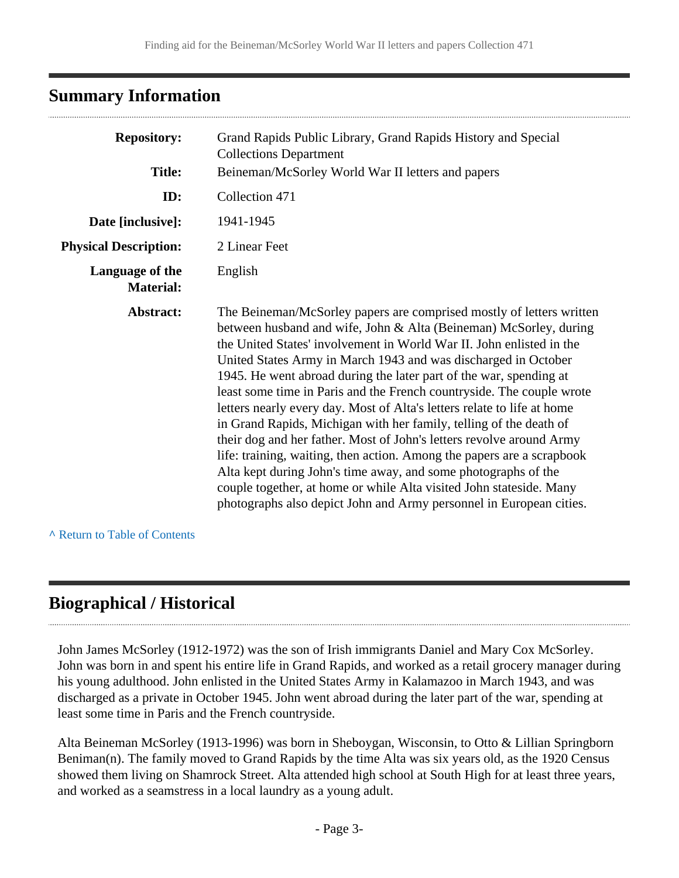## Summary Information

| | |
|---|---|
| **Repository:** | Grand Rapids Public Library, Grand Rapids History and Special Collections Department |
| **Title:** | Beineman/McSorley World War II letters and papers |
| **ID:** | Collection 471 |
| **Date [inclusive]:** | 1941-1945 |
| **Physical Description:** | 2 Linear Feet |
| **Language of the Material:** | English |
| **Abstract:** | The Beineman/McSorley papers are comprised mostly of letters written between husband and wife, John & Alta (Beineman) McSorley, during the United States' involvement in World War II. John enlisted in the United States Army in March 1943 and was discharged in October 1945. He went abroad during the later part of the war, spending at least some time in Paris and the French countryside. The couple wrote letters nearly every day. Most of Alta's letters relate to life at home in Grand Rapids, Michigan with her family, telling of the death of their dog and her father. Most of John's letters revolve around Army life: training, waiting, then action. Among the papers are a scrapbook Alta kept during John's time away, and some photographs of the couple together, at home or while Alta visited John stateside. Many photographs also depict John and Army personnel in European cities. |

^ Return to Table of Contents

## Biographical / Historical

John James McSorley (1912-1972) was the son of Irish immigrants Daniel and Mary Cox McSorley. John was born in and spent his entire life in Grand Rapids, and worked as a retail grocery manager during his young adulthood. John enlisted in the United States Army in Kalamazoo in March 1943, and was discharged as a private in October 1945. John went abroad during the later part of the war, spending at least some time in Paris and the French countryside.

Alta Beineman McSorley (1913-1996) was born in Sheboygan, Wisconsin, to Otto & Lillian Springborn Beniman(n). The family moved to Grand Rapids by the time Alta was six years old, as the 1920 Census showed them living on Shamrock Street. Alta attended high school at South High for at least three years, and worked as a seamstress in a local laundry as a young adult.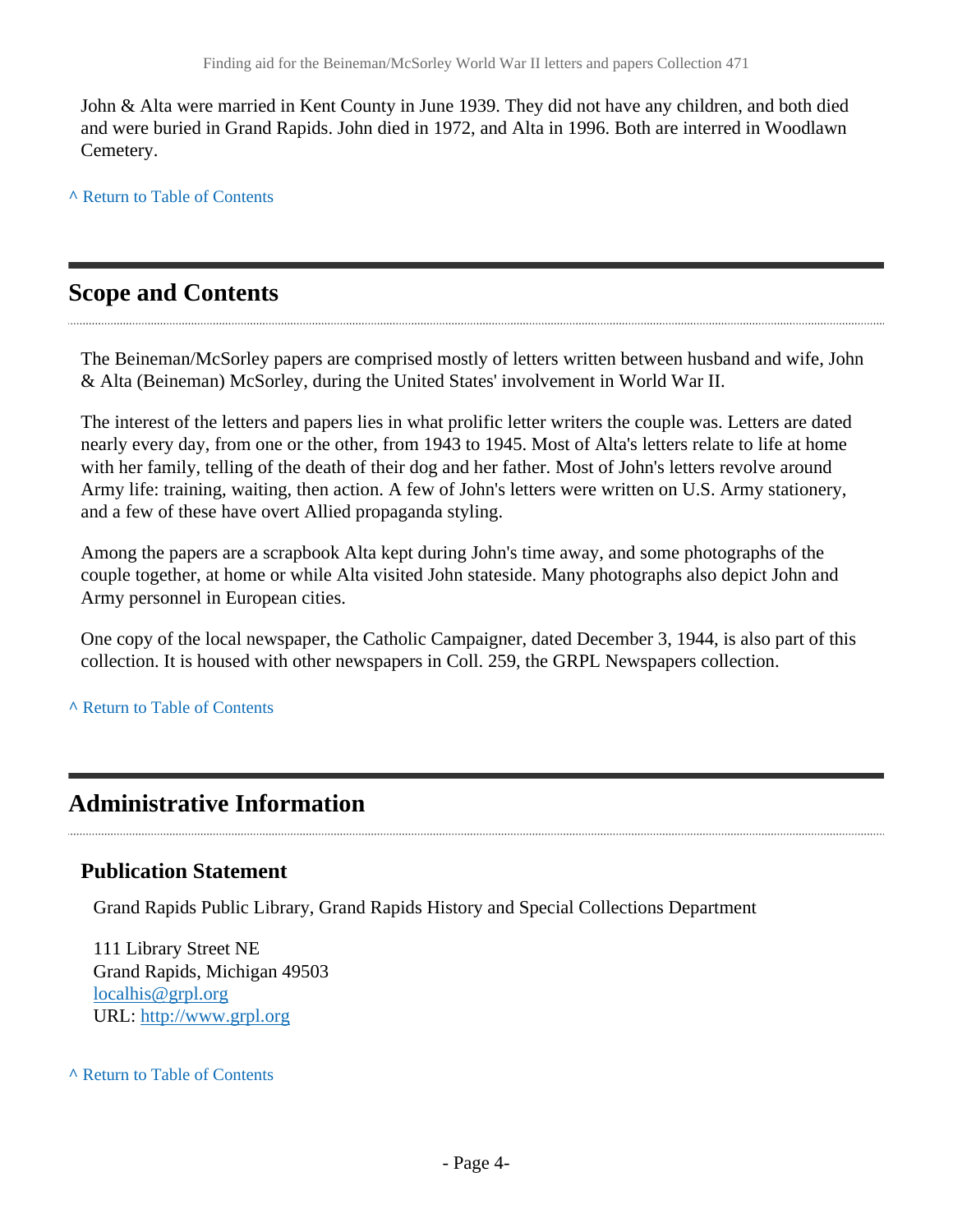John & Alta were married in Kent County in June 1939. They did not have any children, and both died and were buried in Grand Rapids. John died in 1972, and Alta in 1996. Both are interred in Woodlawn Cemetery.

^ Return to Table of Contents

## Scope and Contents

The Beineman/McSorley papers are comprised mostly of letters written between husband and wife, John & Alta (Beineman) McSorley, during the United States' involvement in World War II.

The interest of the letters and papers lies in what prolific letter writers the couple was. Letters are dated nearly every day, from one or the other, from 1943 to 1945. Most of Alta's letters relate to life at home with her family, telling of the death of their dog and her father. Most of John's letters revolve around Army life: training, waiting, then action. A few of John's letters were written on U.S. Army stationery, and a few of these have overt Allied propaganda styling.

Among the papers are a scrapbook Alta kept during John's time away, and some photographs of the couple together, at home or while Alta visited John stateside. Many photographs also depict John and Army personnel in European cities.

One copy of the local newspaper, the Catholic Campaigner, dated December 3, 1944, is also part of this collection. It is housed with other newspapers in Coll. 259, the GRPL Newspapers collection.

^ Return to Table of Contents

## Administrative Information

### Publication Statement

Grand Rapids Public Library, Grand Rapids History and Special Collections Department

111 Library Street NE
Grand Rapids, Michigan 49503
localhis@grpl.org
URL: http://www.grpl.org

^ Return to Table of Contents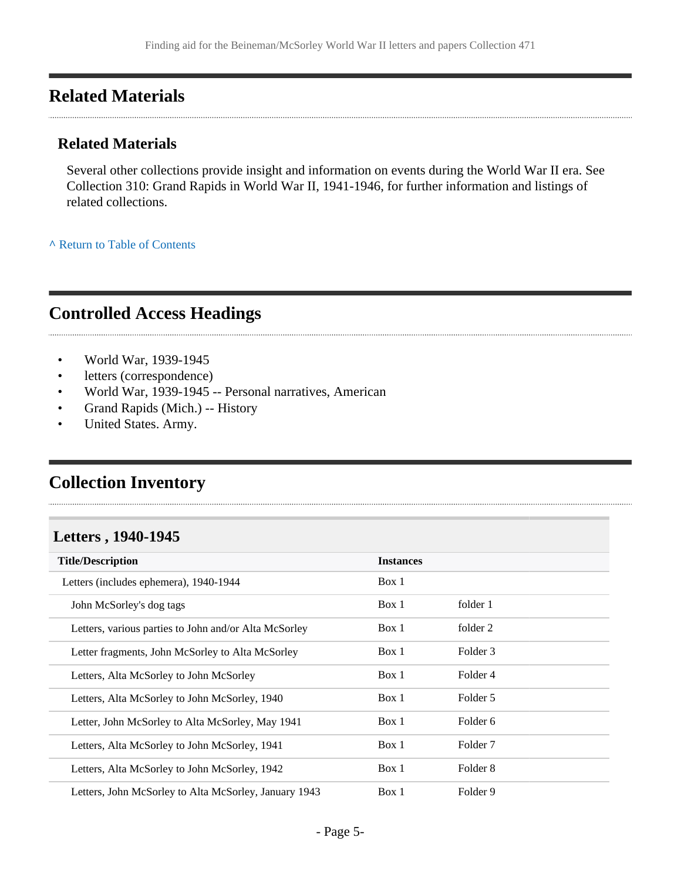## Related Materials

### Related Materials

Several other collections provide insight and information on events during the World War II era. See Collection 310: Grand Rapids in World War II, 1941-1946, for further information and listings of related collections.

^ Return to Table of Contents

## Controlled Access Headings

- World War, 1939-1945
- letters (correspondence)
- World War, 1939-1945 -- Personal narratives, American
- Grand Rapids (Mich.) -- History
- United States. Army.

## Collection Inventory

### Letters , 1940-1945

| Title/Description | Instances | |
|---|---|---|
| Letters (includes ephemera), 1940-1944 | Box 1 | |
| John McSorley's dog tags | Box 1 | folder 1 |
| Letters, various parties to John and/or Alta McSorley | Box 1 | folder 2 |
| Letter fragments, John McSorley to Alta McSorley | Box 1 | Folder 3 |
| Letters, Alta McSorley to John McSorley | Box 1 | Folder 4 |
| Letters, Alta McSorley to John McSorley, 1940 | Box 1 | Folder 5 |
| Letter, John McSorley to Alta McSorley, May 1941 | Box 1 | Folder 6 |
| Letters, Alta McSorley to John McSorley, 1941 | Box 1 | Folder 7 |
| Letters, Alta McSorley to John McSorley, 1942 | Box 1 | Folder 8 |
| Letters, John McSorley to Alta McSorley, January 1943 | Box 1 | Folder 9 |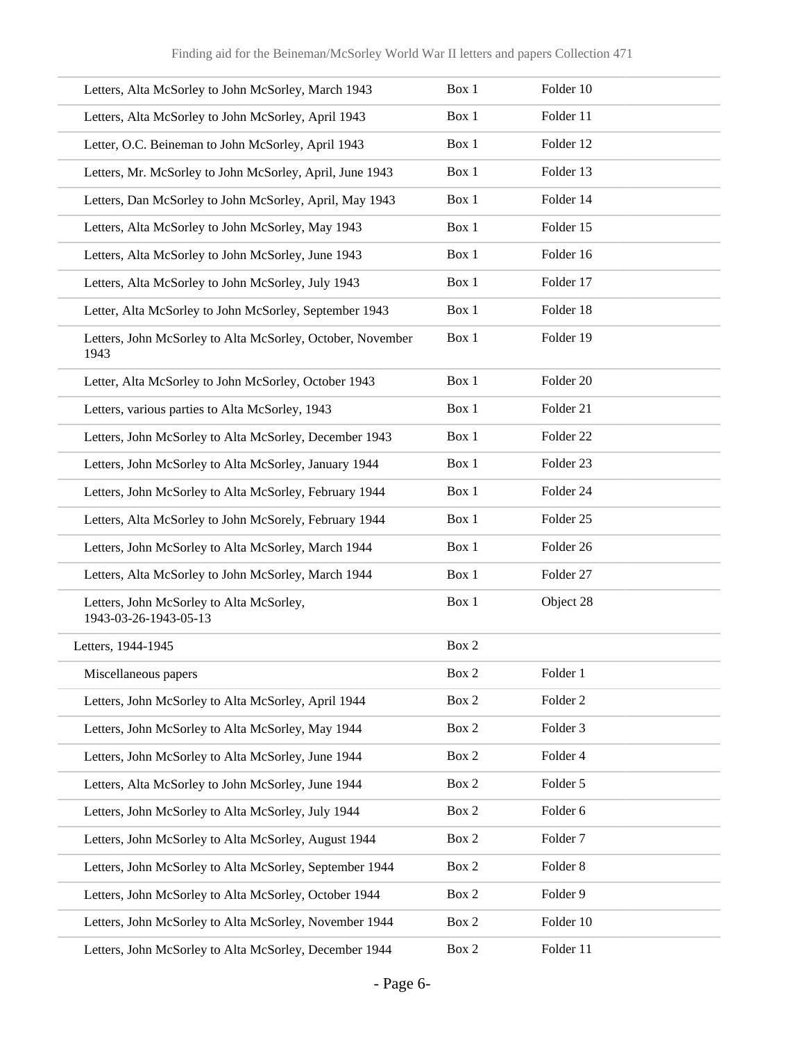| | | |
|---|---|---|
| Letters, Alta McSorley to John McSorley, March 1943 | Box 1 | Folder 10 |
| Letters, Alta McSorley to John McSorley, April 1943 | Box 1 | Folder 11 |
| Letter, O.C. Beineman to John McSorley, April 1943 | Box 1 | Folder 12 |
| Letters, Mr. McSorley to John McSorley, April, June 1943 | Box 1 | Folder 13 |
| Letters, Dan McSorley to John McSorley, April, May 1943 | Box 1 | Folder 14 |
| Letters, Alta McSorley to John McSorley, May 1943 | Box 1 | Folder 15 |
| Letters, Alta McSorley to John McSorley, June 1943 | Box 1 | Folder 16 |
| Letters, Alta McSorley to John McSorley, July 1943 | Box 1 | Folder 17 |
| Letter, Alta McSorley to John McSorley, September 1943 | Box 1 | Folder 18 |
| Letters, John McSorley to Alta McSorley, October, November 1943 | Box 1 | Folder 19 |
| Letter, Alta McSorley to John McSorley, October 1943 | Box 1 | Folder 20 |
| Letters, various parties to Alta McSorley, 1943 | Box 1 | Folder 21 |
| Letters, John McSorley to Alta McSorley, December 1943 | Box 1 | Folder 22 |
| Letters, John McSorley to Alta McSorley, January 1944 | Box 1 | Folder 23 |
| Letters, John McSorley to Alta McSorley, February 1944 | Box 1 | Folder 24 |
| Letters, Alta McSorley to John McSorely, February 1944 | Box 1 | Folder 25 |
| Letters, John McSorley to Alta McSorley, March 1944 | Box 1 | Folder 26 |
| Letters, Alta McSorley to John McSorley, March 1944 | Box 1 | Folder 27 |
| Letters, John McSorley to Alta McSorley, 1943-03-26-1943-05-13 | Box 1 | Object 28 |
| Letters, 1944-1945 | Box 2 | |
| Miscellaneous papers | Box 2 | Folder 1 |
| Letters, John McSorley to Alta McSorley, April 1944 | Box 2 | Folder 2 |
| Letters, John McSorley to Alta McSorley, May 1944 | Box 2 | Folder 3 |
| Letters, John McSorley to Alta McSorley, June 1944 | Box 2 | Folder 4 |
| Letters, Alta McSorley to John McSorley, June 1944 | Box 2 | Folder 5 |
| Letters, John McSorley to Alta McSorley, July 1944 | Box 2 | Folder 6 |
| Letters, John McSorley to Alta McSorley, August 1944 | Box 2 | Folder 7 |
| Letters, John McSorley to Alta McSorley, September 1944 | Box 2 | Folder 8 |
| Letters, John McSorley to Alta McSorley, October 1944 | Box 2 | Folder 9 |
| Letters, John McSorley to Alta McSorley, November 1944 | Box 2 | Folder 10 |
| Letters, John McSorley to Alta McSorley, December 1944 | Box 2 | Folder 11 |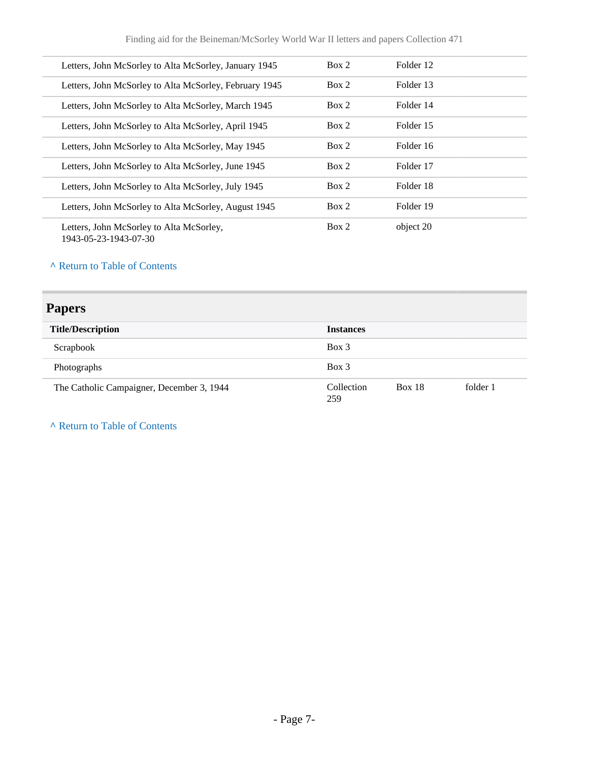| | | |
|---|---|---|
| Letters, John McSorley to Alta McSorley, January 1945 | Box 2 | Folder 12 |
| Letters, John McSorley to Alta McSorley, February 1945 | Box 2 | Folder 13 |
| Letters, John McSorley to Alta McSorley, March 1945 | Box 2 | Folder 14 |
| Letters, John McSorley to Alta McSorley, April 1945 | Box 2 | Folder 15 |
| Letters, John McSorley to Alta McSorley, May 1945 | Box 2 | Folder 16 |
| Letters, John McSorley to Alta McSorley, June 1945 | Box 2 | Folder 17 |
| Letters, John McSorley to Alta McSorley, July 1945 | Box 2 | Folder 18 |
| Letters, John McSorley to Alta McSorley, August 1945 | Box 2 | Folder 19 |
| Letters, John McSorley to Alta McSorley, 1943-05-23-1943-07-30 | Box 2 | object 20 |

^ Return to Table of Contents

## Papers

| Title/Description | Instances | | |
|---|---|---|---|
| Scrapbook | Box 3 | | |
| Photographs | Box 3 | | |
| The Catholic Campaigner, December 3, 1944 | Collection 259 | Box 18 | folder 1 |

^ Return to Table of Contents